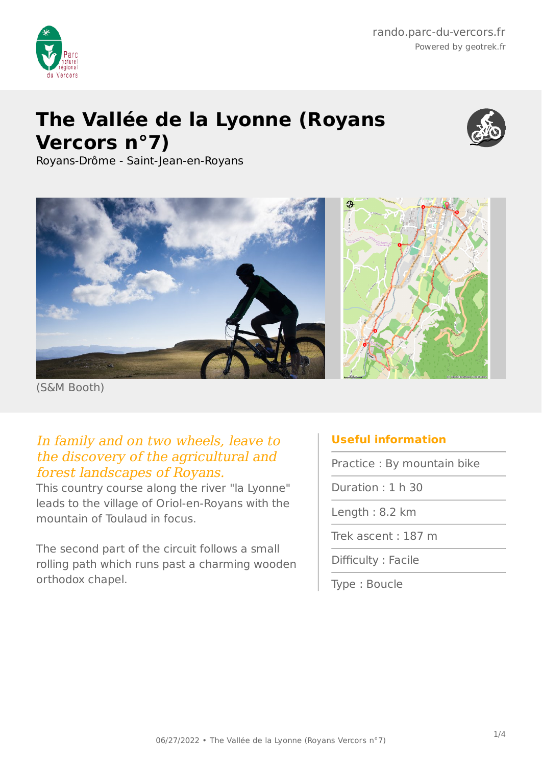rando.parc-du-vercors.fr

Powered by geotrek.fr

# The Vallée de la Lyonne (Royans Vercors n°7)

Royans-Drôme - Saint-Jean-en-Royans

(S&M Booth)

*In family and on two wheels, leave to the discovery of the agricultural and forest landscapes of Royans.*

This country course along the river "la Lyonne" leads to the village of Oriol-en-Royans with the mountain of Toulaud in focus.

The second part of the circuit follows a small rolling path which runs past a charming wooden orthodox chapel.

### Useful information

- Practice : By mountain bike
- Duration : 1 h 30
- Length : 8.2 km
- Trek ascent : 187 m
- Difficulty : Facile
- Type : Boucle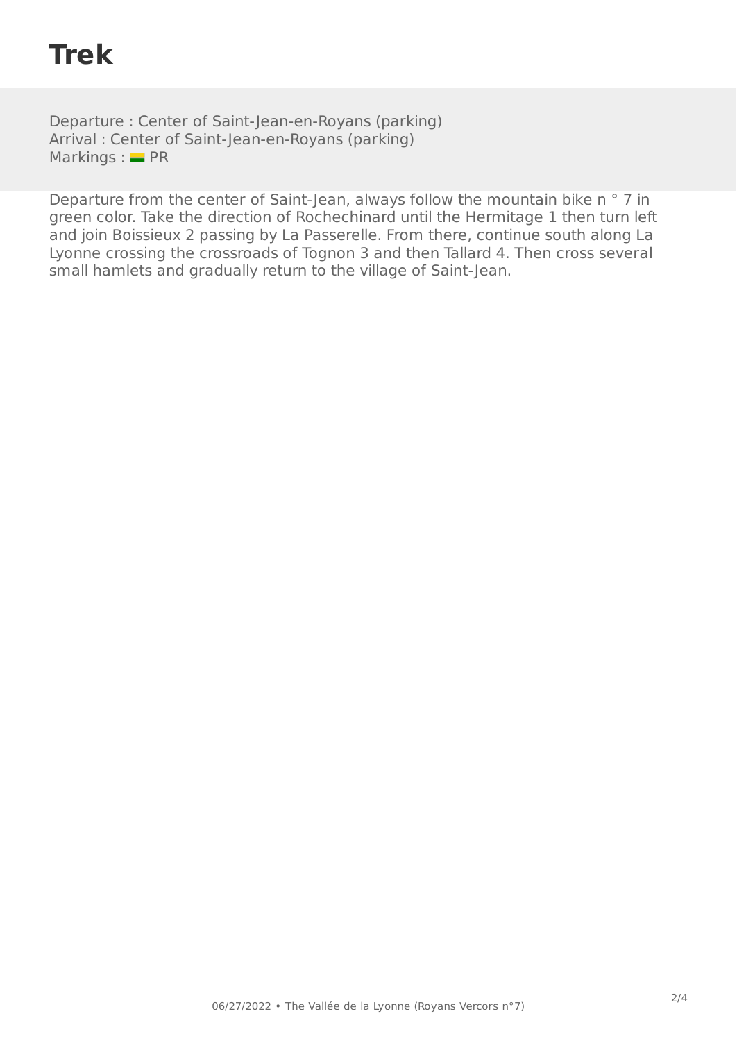# Trek

Departure : Center of Saint-Jean-en-Royans (parking)
Arrival : Center of Saint-Jean-en-Royans (parking)
Markings : PR

Departure from the center of Saint-Jean, always follow the mountain bike n ° 7 in green color. Take the direction of Rochechinard until the Hermitage 1 then turn left and join Boissieux 2 passing by La Passerelle. From there, continue south along La Lyonne crossing the crossroads of Tognon 3 and then Tallard 4. Then cross several small hamlets and gradually return to the village of Saint-Jean.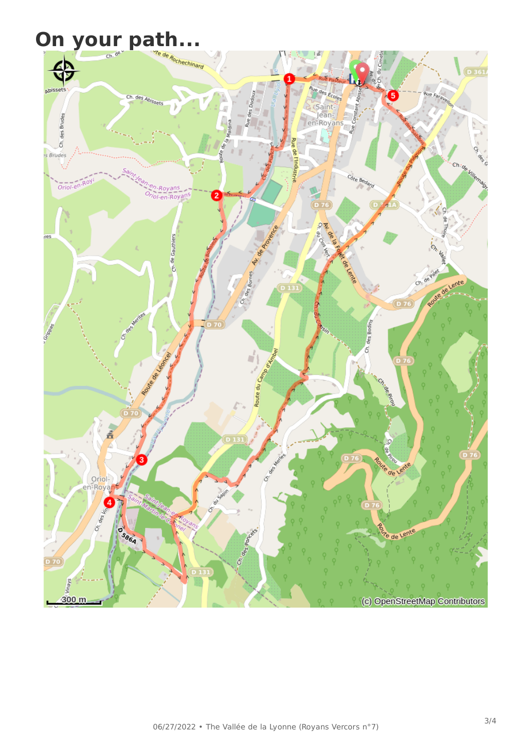# On your path...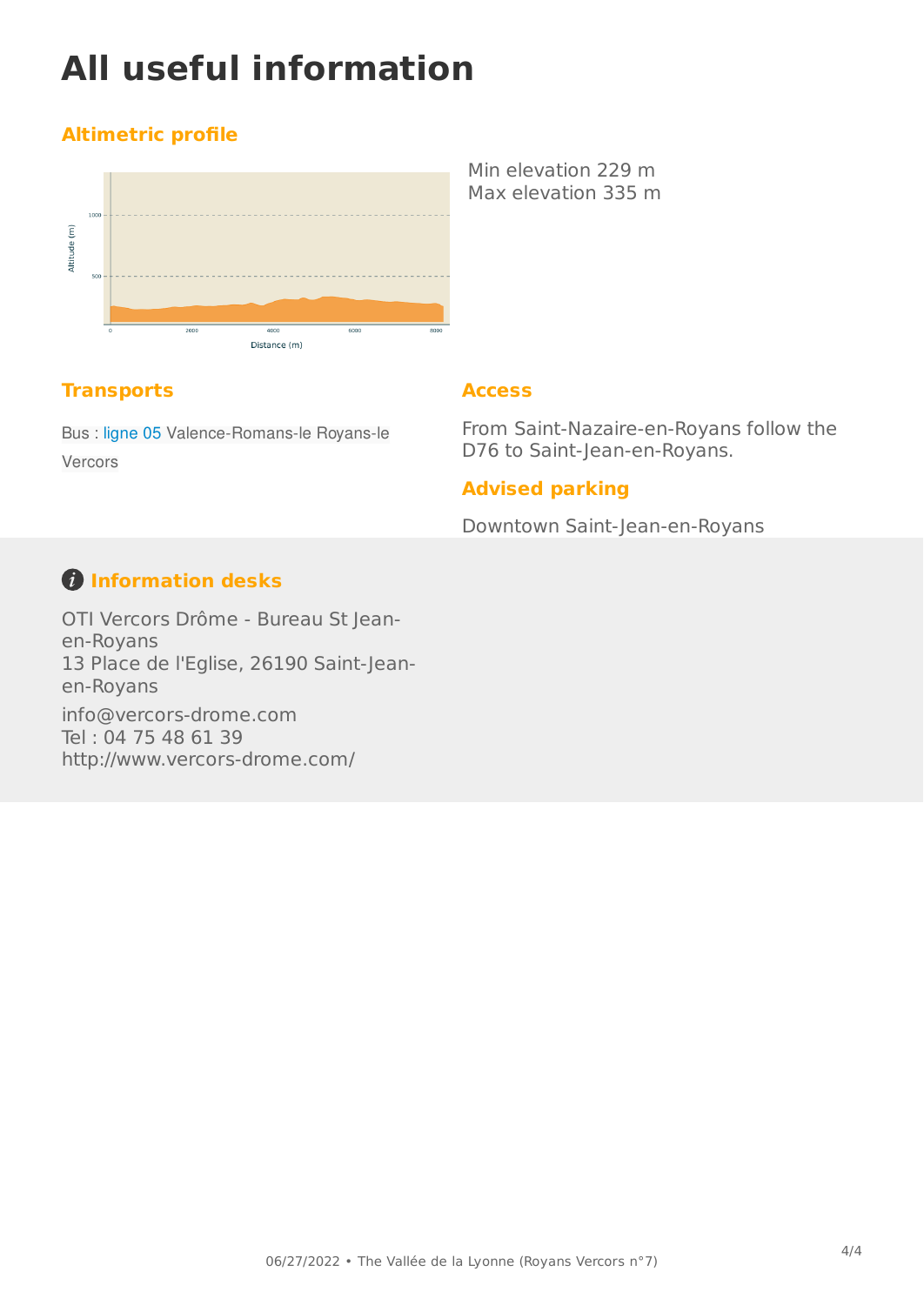# All useful information

## Altimetric profile

Altitude (m)
1000
500
0
2000
4000
6000
8000
Distance (m)

Min elevation 229 m
Max elevation 335 m

## Transports

Bus : ligne 05 Valence-Romans-le Royans-le Vercors

## Access

From Saint-Nazaire-en-Royans follow the D76 to Saint-Jean-en-Royans.

## Advised parking

Downtown Saint-Jean-en-Royans

## Information desks

OTI Vercors Drôme - Bureau St Jean-en-Royans
13 Place de l'Eglise, 26190 Saint-Jean-en-Royans

info@vercors-drome.com
Tel : 04 75 48 61 39
http://www.vercors-drome.com/